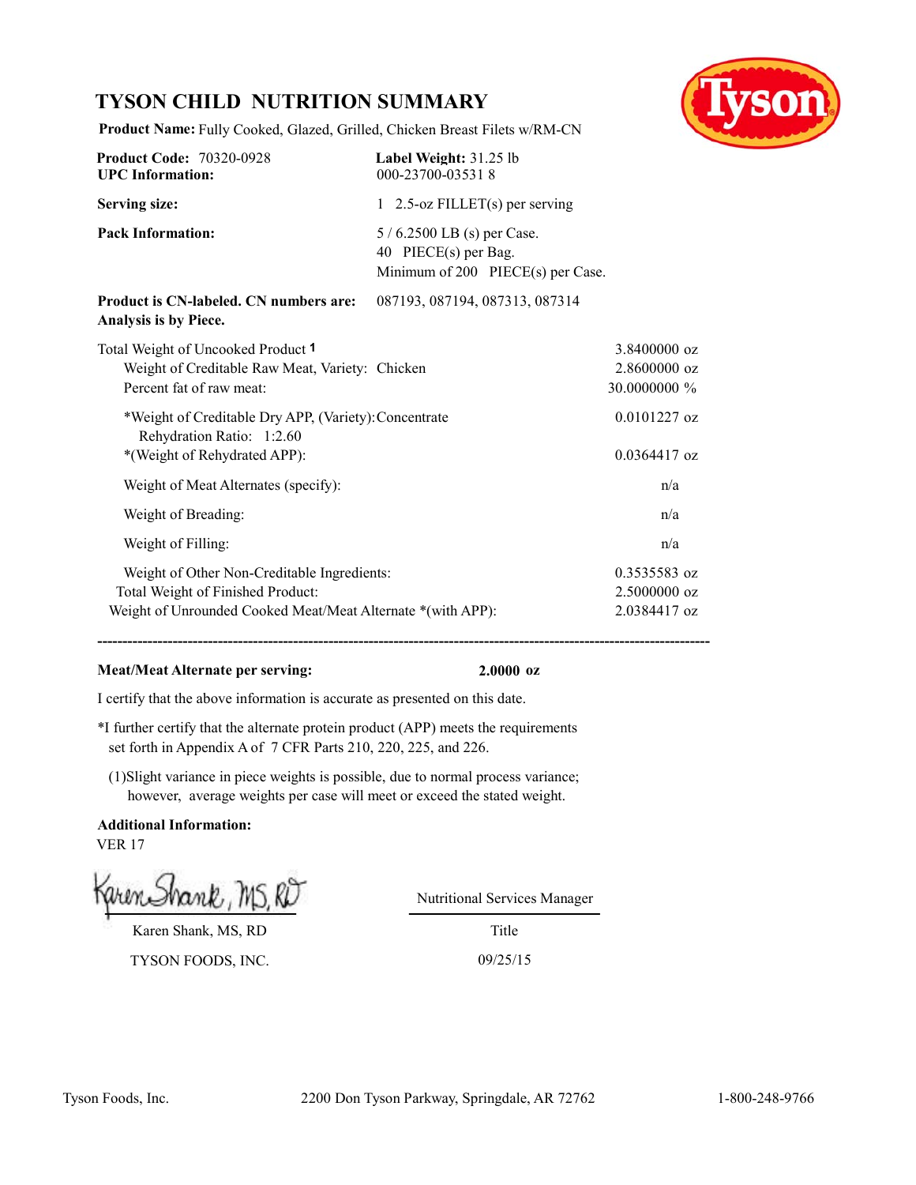# TYSON CHILD NUTRITION SUMMARY

**Product Name:** Fully Cooked, Glazed, Grilled, Chicken Breast Filets w/RM-CN

| | |
|---|---|
| **Product Code:** 70320-0928 | **Label Weight:** 31.25 lb |
| **UPC Information:** | 000-23700-03531 8 |
| **Serving size:** | 1 2.5-oz FILLET(s) per serving |
| **Pack Information:** | 5 / 6.2500 LB (s) per Case.<br>40 PIECE(s) per Bag.<br>Minimum of 200 PIECE(s) per Case. |
| **Product is CN-labeled. CN numbers are:**<br>**Analysis is by Piece.** | 087193, 087194, 087313, 087314 |

| | |
|---|---|
| Total Weight of Uncooked Product [1] | 3.8400000 oz |
| Weight of Creditable Raw Meat, Variety: Chicken | 2.8600000 oz |
| Percent fat of raw meat: | 30.0000000 % |
| *Weight of Creditable Dry APP, (Variety):Concentrate<br>Rehydration Ratio: 1:2.60 | 0.0101227 oz |
| *(Weight of Rehydrated APP): | 0.0364417 oz |
| Weight of Meat Alternates (specify): | n/a |
| Weight of Breading: | n/a |
| Weight of Filling: | n/a |
| Weight of Other Non-Creditable Ingredients: | 0.3535583 oz |
| Total Weight of Finished Product: | 2.5000000 oz |
| Weight of Unrounded Cooked Meat/Meat Alternate *(with APP): | 2.0384417 oz |

---

**Meat/Meat Alternate per serving:** **2.0000 oz**

I certify that the above information is accurate as presented on this date.

*I further certify that the alternate protein product (APP) meets the requirements set forth in Appendix A of 7 CFR Parts 210, 220, 225, and 226.

(1)Slight variance in piece weights is possible, due to normal process variance; however, average weights per case will meet or exceed the stated weight.

**Additional Information:**
VER 17

Karen Shank, MS, RD

Karen Shank, MS, RD
TYSON FOODS, INC.

Nutritional Services Manager
Title
09/25/15

Tyson Foods, Inc. 2200 Don Tyson Parkway, Springdale, AR 72762 1-800-248-9766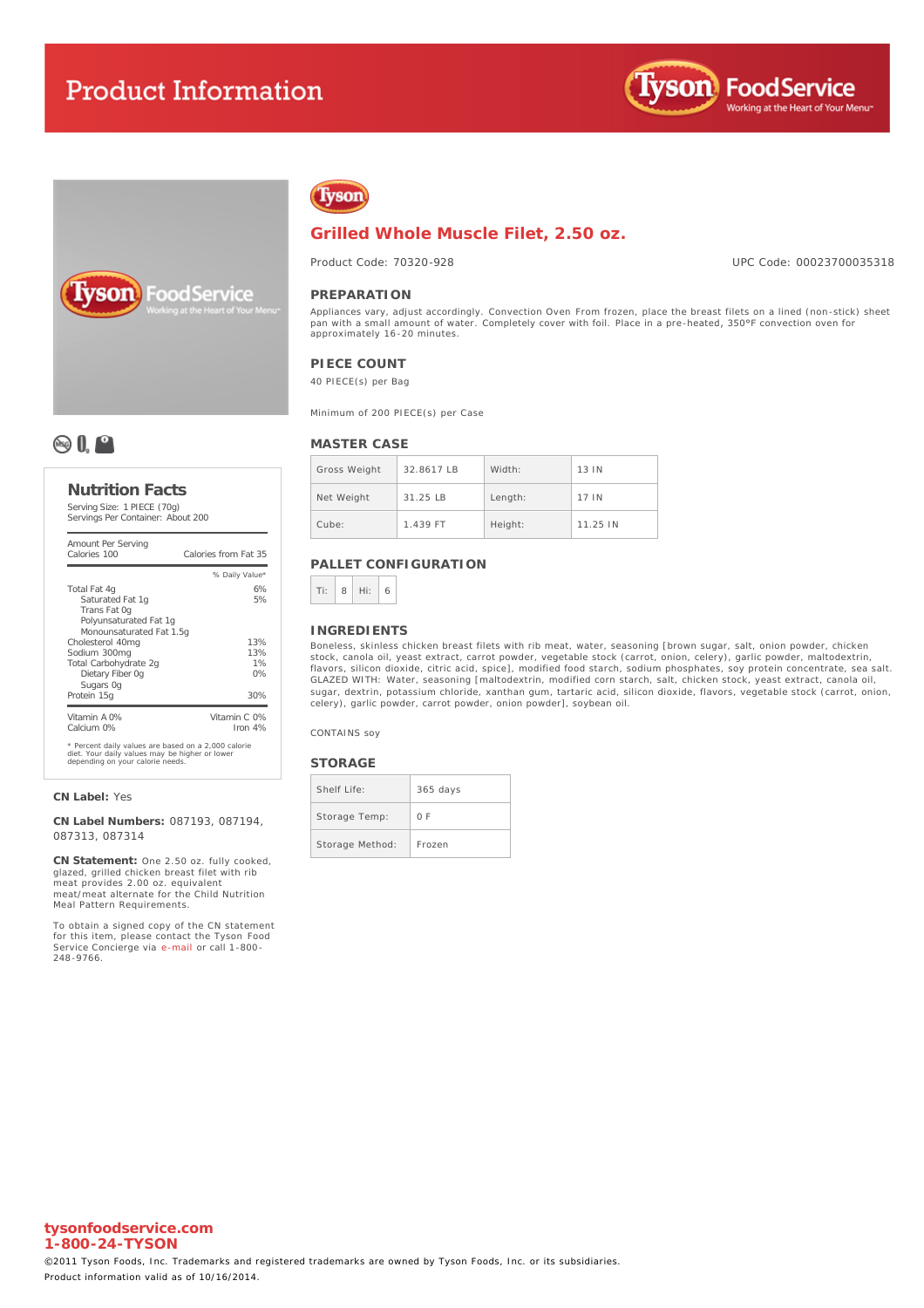# Product Information

## Grilled Whole Muscle Filet, 2.50 oz.

Product Code: 70320-928

UPC Code: 00023700035318

### PREPARATION

Appliances vary, adjust accordingly. Convection Oven From frozen, place the breast filets on a lined (non-stick) sheet pan with a small amount of water. Completely cover with foil. Place in a pre-heated, 350°F convection oven for approximately 16-20 minutes.

### PIECE COUNT

40 PIECE(s) per Bag

Minimum of 200 PIECE(s) per Case

### MASTER CASE

| Gross Weight | 32.8617 LB | Width: | 13 IN |
|---|---|---|---|
| Net Weight | 31.25 LB | Length: | 17 IN |
| Cube: | 1.439 FT | Height: | 11.25 IN |

### PALLET CONFIGURATION

| Ti: | 8 | Hi: | 6 |
|---|---|---|---|

### INGREDIENTS

Boneless, skinless chicken breast filets with rib meat, water, seasoning [brown sugar, salt, onion powder, chicken stock, canola oil, yeast extract, carrot powder, vegetable stock (carrot, onion, celery), garlic powder, maltodextrin, flavors, silicon dioxide, citric acid, spice], modified food starch, sodium phosphates, soy protein concentrate, sea salt. GLAZED WITH: Water, seasoning [maltodextrin, modified corn starch, salt, chicken stock, yeast extract, canola oil, sugar, dextrin, potassium chloride, xanthan gum, tartaric acid, silicon dioxide, flavors, vegetable stock (carrot, onion, celery), garlic powder, carrot powder, onion powder], soybean oil.

CONTAINS soy

### STORAGE

| Shelf Life: | 365 days |
|---|---|
| Storage Temp: | 0 F |
| Storage Method: | Frozen |

### Nutrition Facts

Serving Size: 1 PIECE (70g)
Servings Per Container: About 200

| Amount Per Serving | |
|---|---|
| Calories 100 | Calories from Fat 35 |
| | % Daily Value* |
| Total Fat 4g | 6% |
| Saturated Fat 1g | 5% |
| Trans Fat 0g | |
| Polyunsaturated Fat 1g | |
| Monounsaturated Fat 1.5g | |
| Cholesterol 40mg | 13% |
| Sodium 300mg | 13% |
| Total Carbohydrate 2g | 1% |
| Dietary Fiber 0g | 0% |
| Sugars 0g | |
| Protein 15g | 30% |
| Vitamin A 0% | Vitamin C 0% |
| Calcium 0% | Iron 4% |

* Percent daily values are based on a 2,000 calorie diet. Your daily values may be higher or lower depending on your calorie needs.

**CN Label:** Yes

**CN Label Numbers:** 087193, 087194, 087313, 087314

**CN Statement:** One 2.50 oz. fully cooked, glazed, grilled chicken breast filet with rib meat provides 2.00 oz. equivalent meat/meat alternate for the Child Nutrition Meal Pattern Requirements.

To obtain a signed copy of the CN statement for this item, please contact the Tyson Food Service Concierge via e-mail or call 1-800-248-9766.

**tysonfoodservice.com**
**1-800-24-TYSON**

©2011 Tyson Foods, Inc. Trademarks and registered trademarks are owned by Tyson Foods, Inc. or its subsidiaries.
Product information valid as of 10/16/2014.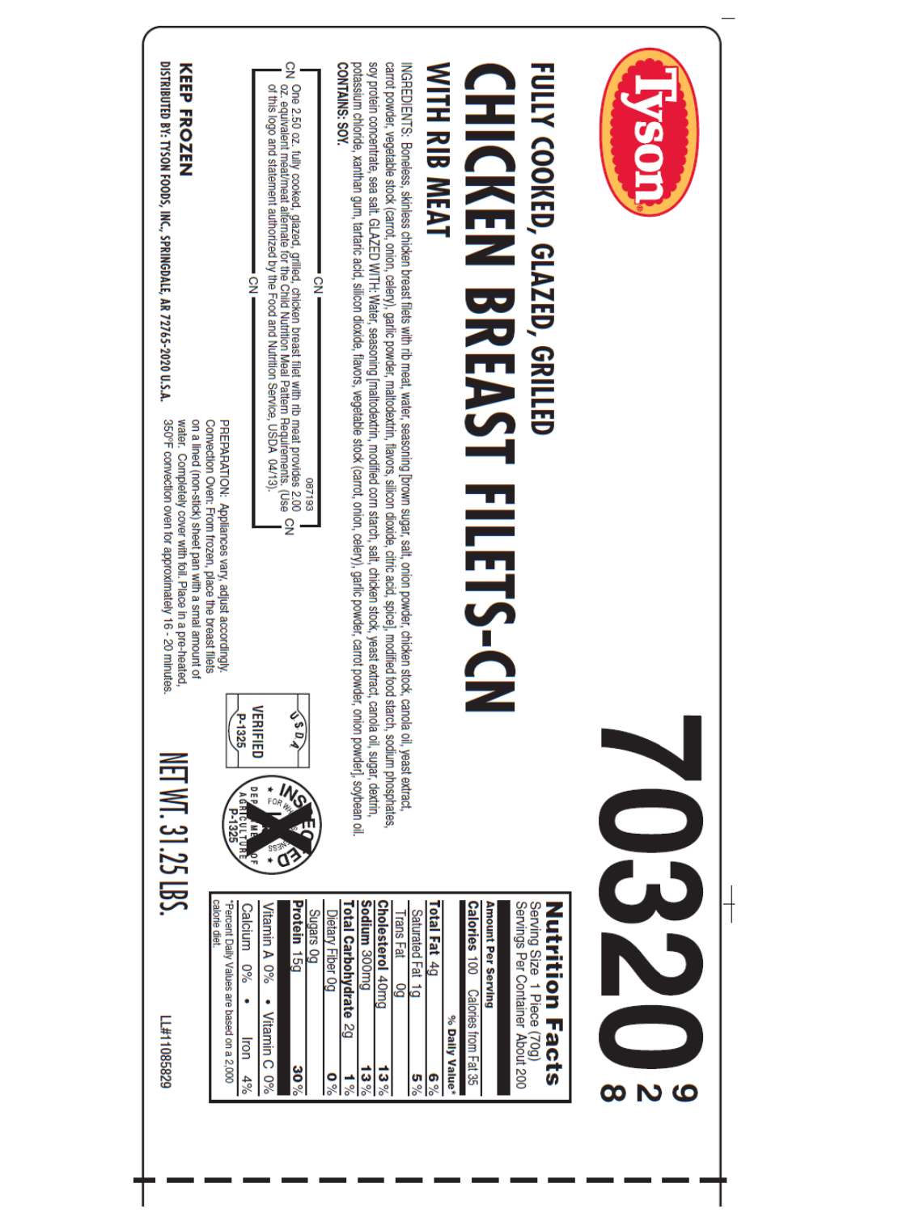Tyson®

# 70320 [9 2 8]

## FULLY COOKED, GLAZED, GRILLED

# CHICKEN BREAST FILETS-CN

## WITH RIB MEAT

INGREDIENTS: Boneless, skinless chicken breast filets with rib meat, water, seasoning [brown sugar, salt, onion powder, chicken stock, canola oil, yeast extract, carrot powder, vegetable stock (carrot, onion, celery), garlic powder, maltodextrin, flavors, silicon dioxide, citric acid, spice], modified food starch, sodium phosphates, soy protein concentrate, sea salt. GLAZED WITH: Water, seasoning [maltodextrin, modified corn starch, salt, chicken stock, yeast extract, canola oil, sugar, dextrin, potassium chloride, xanthan gum, tartaric acid, silicon dioxide, flavors, vegetable stock (carrot, onion, celery), garlic powder, carrot powder, onion powder], soybean oil.
**CONTAINS: SOY.**

> CN
> 087193
> One 2.50 oz. fully cooked, glazed, grilled, chicken breast filet with rib meat provides 2.00 oz. equivalent meat/meat alternate for the Child Nutrition Meal Pattern Requirements. (Use of this logo and statement authorized by the Food and Nutrition Service, USDA 04/13).
> CN

PREPARATION: Appliances vary, adjust accordingly.
Convection Oven: From frozen, place the breast filets on a lined (non-stick) sheet pan with a small amount of water. Completely cover with foil. Place in a pre-heated, 350°F convection oven for approximately 16 - 20 minutes.

USDA VERIFIED P-1325

INSPECTED FOR WHOLESOMENESS U.S. DEPARTMENT OF AGRICULTURE P-1325

**KEEP FROZEN**

NET WT. 31.25 LBS.

**DISTRIBUTED BY: TYSON FOODS, INC., SPRINGDALE, AR 72765-2020 U.S.A.**

### Nutrition Facts

Serving Size 1 Piece (70g)
Servings Per Container About 200

| Amount Per Serving | |
|---|---|
| **Calories** 100 Calories from Fat 35 | |
| | **% Daily Value*** |
| **Total Fat** 4g | **6%** |
| Saturated Fat 1g | **5%** |
| Trans Fat 0g | |
| **Cholesterol** 40mg | **13%** |
| **Sodium** 300mg | **13%** |
| **Total Carbohydrate** 2g | **1%** |
| Dietary Fiber 0g | **0%** |
| Sugars 0g | |
| **Protein** 15g | **30%** |
| Vitamin A 0% • Vitamin C 0% | |
| Calcium 0% • Iron 4% | |

*Percent Daily Values are based on a 2,000 calorie diet.

LL#11085829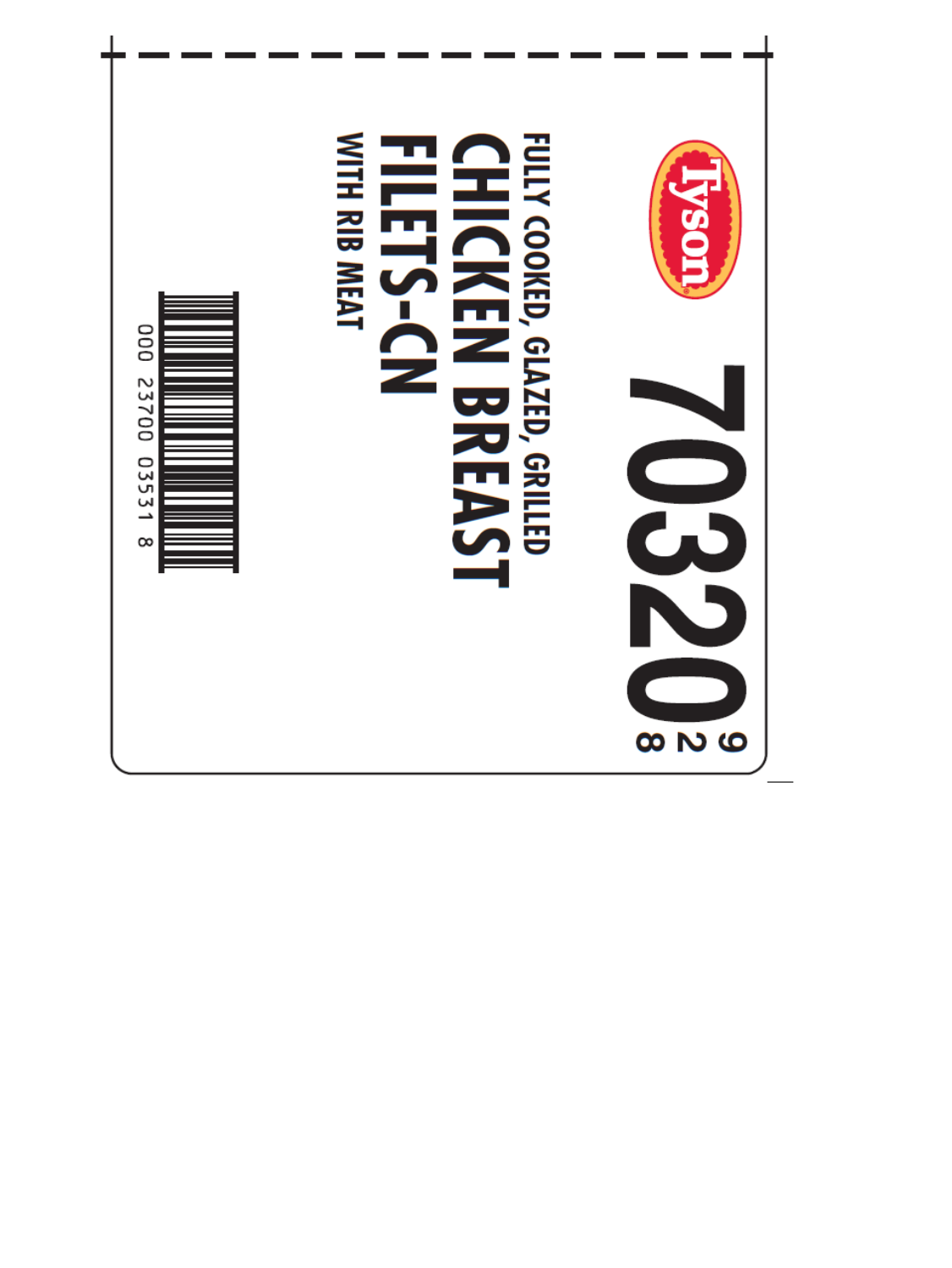Tyson

# 70320

9
2
8

FULLY COOKED, GLAZED, GRILLED

# CHICKEN BREAST FILETS-CN

WITH RIB MEAT

000 23700 03531 8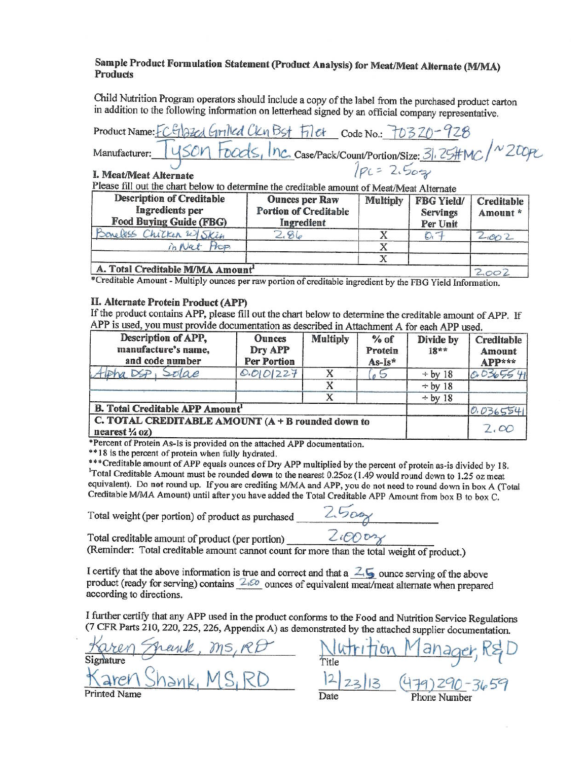**Sample Product Formulation Statement (Product Analysis) for Meat/Meat Alternate (M/MA) Products**

Child Nutrition Program operators should include a copy of the label from the purchased product carton in addition to the following information on letterhead signed by an official company representative.

Product Name: FC Glazed Grilled Ckn Bst Filet Code No.: 70320-928

Manufacturer: Tyson Foods, Inc. Case/Pack/Count/Portion/Size: 31.25# MC / ~200pc

1pc = 2.5oz

**I. Meat/Meat Alternate**

Please fill out the chart below to determine the creditable amount of Meat/Meat Alternate

| Description of Creditable Ingredients per Food Buying Guide (FBG) | Ounces per Raw Portion of Creditable Ingredient | Multiply | FBG Yield/ Servings Per Unit | Creditable Amount * |
|---|---|---|---|---|
| Boneless Chicken w/ Skin in Nat Prop. | 2.86 | X | 0.7 | 2.002 |
| | | X | | |
| | | X | | |
| **A. Total Creditable M/MA Amount**[1] | | | | 2.002 |

*Creditable Amount - Multiply ounces per raw portion of creditable ingredient by the FBG Yield Information.

**II. Alternate Protein Product (APP)**

If the product contains APP, please fill out the chart below to determine the creditable amount of APP. If APP is used, you must provide documentation as described in Attachment A for each APP used.

| Description of APP, manufacture's name, and code number | Ounces Dry APP Per Portion | Multiply | % of Protein As-Is* | Divide by 18** | Creditable Amount APP*** |
|---|---|---|---|---|---|
| Alpha DSP, Solae | 0.0101227 | X | 65 | ÷ by 18 | 0.0365541 |
| | | X | | ÷ by 18 | |
| | | X | | ÷ by 18 | |
| **B. Total Creditable APP Amount**[1] | | | | | 0.0365541 |
| **C. TOTAL CREDITABLE AMOUNT (A + B rounded down to nearest ¼ oz)** | | | | | 2.00 |

*Percent of Protein As-Is is provided on the attached APP documentation.

**18 is the percent of protein when fully hydrated.

***Creditable amount of APP equals ounces of Dry APP multiplied by the percent of protein as-is divided by 18.

[1]Total Creditable Amount must be rounded **down** to the nearest 0.25oz (1.49 would round down to 1.25 oz meat equivalent). Do **not** round up. If you are crediting M/MA and APP, you do not need to round down in box A (Total Creditable M/MA Amount) until after you have added the Total Creditable APP Amount from box B to box C.

Total weight (per portion) of product as purchased 2.5oz

Total creditable amount of product (per portion) 2.00 oz

(Reminder: Total creditable amount cannot count for more than the total weight of product.)

I certify that the above information is true and correct and that a 2.5 ounce serving of the above product (ready for serving) contains 2.00 ounces of equivalent meat/meat alternate when prepared according to directions.

I further certify that any APP used in the product conforms to the Food and Nutrition Service Regulations (7 CFR Parts 210, 220, 225, 226, Appendix A) as demonstrated by the attached supplier documentation.

Signature: Karen Shank, MS, RD

Title: Nutrition Manager, R&D

Printed Name: Karen Shank, MS, RD

Date: 12/23/13

Phone Number: (479) 290-3659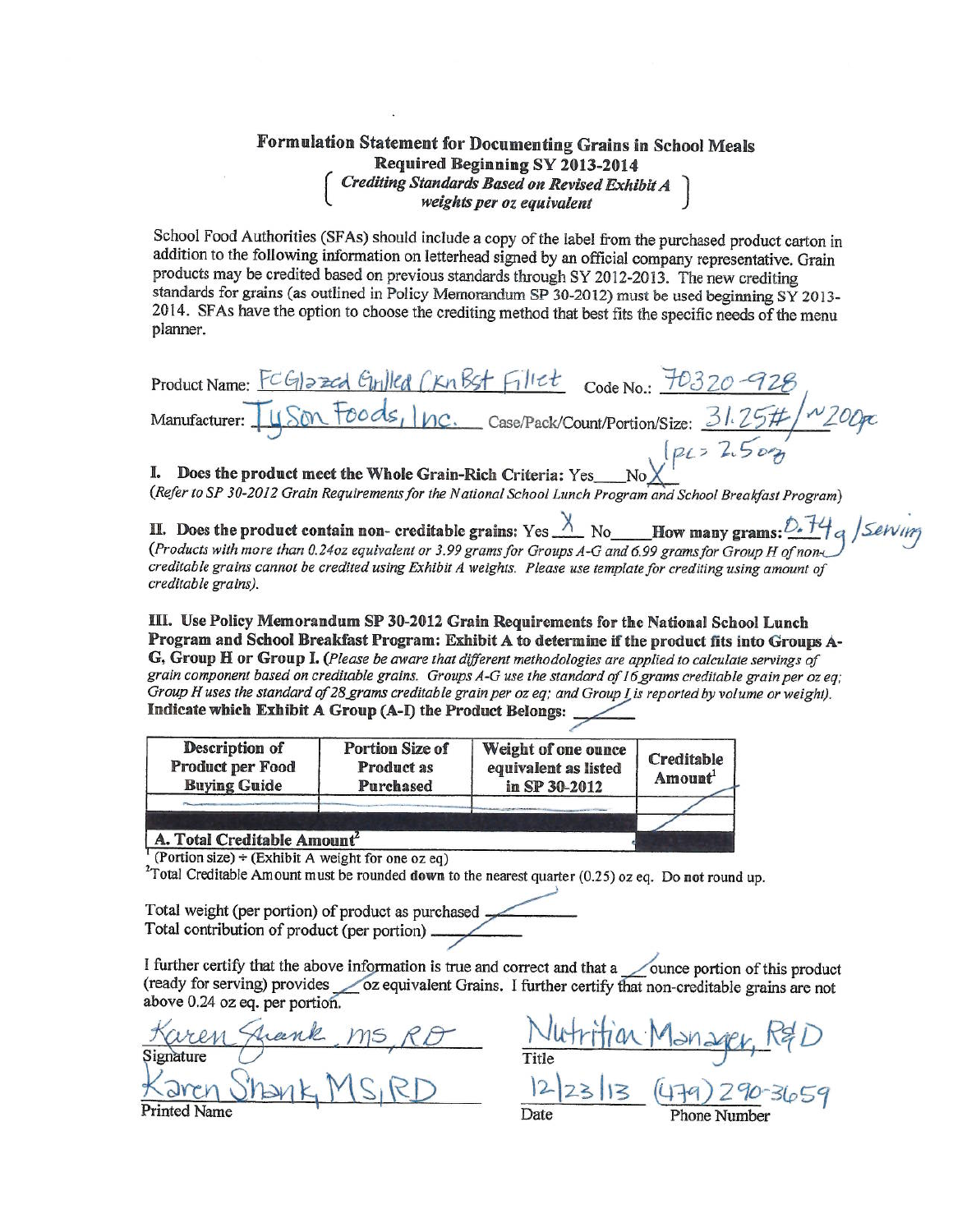# Formulation Statement for Documenting Grains in School Meals

**Required Beginning SY 2013-2014**

*( Crediting Standards Based on Revised Exhibit A weights per oz equivalent )*

School Food Authorities (SFAs) should include a copy of the label from the purchased product carton in addition to the following information on letterhead signed by an official company representative. Grain products may be credited based on previous standards through SY 2012-2013. The new crediting standards for grains (as outlined in Policy Memorandum SP 30-2012) must be used beginning SY 2013-2014. SFAs have the option to choose the crediting method that best fits the specific needs of the menu planner.

Product Name: FC Glazed Grilled Ckn Bst Fillet Code No.: 70320-928

Manufacturer: Tyson Foods, Inc. Case/Pack/Count/Portion/Size: 31.25# / ~200pc 1pc = 2.5oz

**I. Does the product meet the Whole Grain-Rich Criteria:** Yes___ No X

*(Refer to SP 30-2012 Grain Requirements for the National School Lunch Program and School Breakfast Program)*

**II. Does the product contain non- creditable grains:** Yes X No___ **How many grams:** 0.74g / Serving

*(Products with more than 0.24oz equivalent or 3.99 grams for Groups A-G and 6.99 grams for Group H of non-creditable grains cannot be credited using Exhibit A weights. Please use template for crediting using amount of creditable grains).*

**III. Use Policy Memorandum SP 30-2012 Grain Requirements for the National School Lunch Program and School Breakfast Program: Exhibit A to determine if the product fits into Groups A-G, Group H or Group I.** *(Please be aware that different methodologies are applied to calculate servings of grain component based on creditable grains. Groups A-G use the standard of 16 grams creditable grain per oz eq; Group H uses the standard of 28 grams creditable grain per oz eq; and Group I is reported by volume or weight).*
**Indicate which Exhibit A Group (A-I) the Product Belongs:** /

| Description of Product per Food Buying Guide | Portion Size of Product as Purchased | Weight of one ounce equivalent as listed in SP 30-2012 | Creditable Amount[1] |
|---|---|---|---|
| — | — | — | / |
| | | | / |
| **A. Total Creditable Amount[2]** | | | |

[1] (Portion size) ÷ (Exhibit A weight for one oz eq)

[2] Total Creditable Amount must be rounded **down** to the nearest quarter (0.25) oz eq. Do **not** round up.

Total weight (per portion) of product as purchased ______/______

Total contribution of product (per portion) ______/______

I further certify that the above information is true and correct and that a __/__ ounce portion of this product (ready for serving) provides __/__ oz equivalent Grains. I further certify that non-creditable grains are not above 0.24 oz eq. per portion.

Karen Shank MS, RD
Signature

Karen Shank, MS, RD
Printed Name

Nutrition Manager, R&D
Title

12/23/13
Date

(479) 290-3659
Phone Number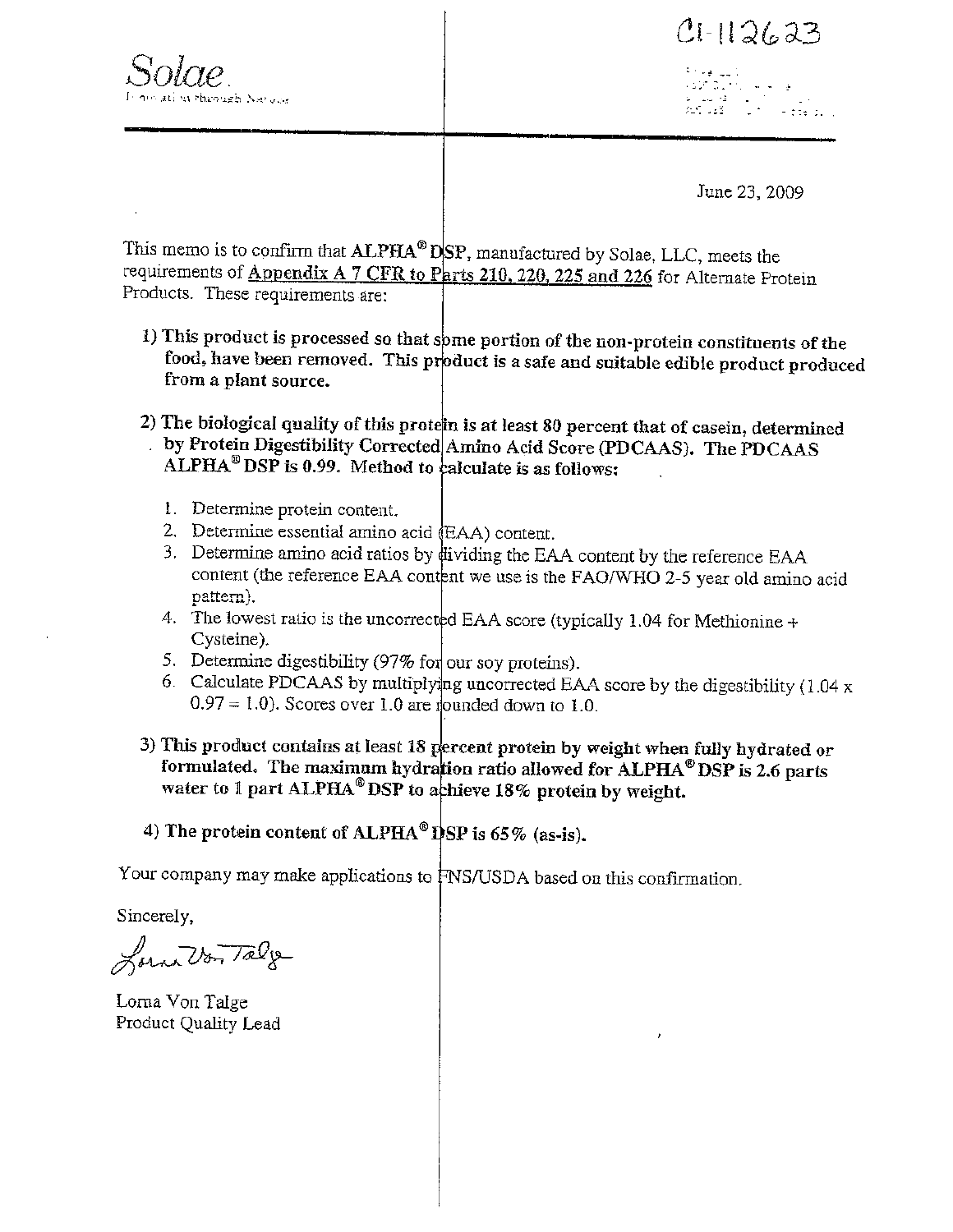Solae.

Innovation through Nature

CI-112623

June 23, 2009

This memo is to confirm that ALPHA® DSP, manufactured by Solae, LLC, meets the requirements of Appendix A 7 CFR to Parts 210, 220, 225 and 226 for Alternate Protein Products. These requirements are:

1) **This product is processed so that some portion of the non-protein constituents of the food, have been removed. This product is a safe and suitable edible product produced from a plant source.**

2) **The biological quality of this protein is at least 80 percent that of casein, determined by Protein Digestibility Corrected Amino Acid Score (PDCAAS). The PDCAAS ALPHA® DSP is 0.99. Method to calculate is as follows:**

   1. Determine protein content.
   2. Determine essential amino acid (EAA) content.
   3. Determine amino acid ratios by dividing the EAA content by the reference EAA content (the reference EAA content we use is the FAO/WHO 2-5 year old amino acid pattern).
   4. The lowest ratio is the uncorrected EAA score (typically 1.04 for Methionine + Cysteine).
   5. Determine digestibility (97% for our soy proteins).
   6. Calculate PDCAAS by multiplying uncorrected EAA score by the digestibility (1.04 x 0.97 = 1.0). Scores over 1.0 are rounded down to 1.0.

3) **This product contains at least 18 percent protein by weight when fully hydrated or formulated. The maximum hydration ratio allowed for ALPHA® DSP is 2.6 parts water to 1 part ALPHA® DSP to achieve 18% protein by weight.**

4) **The protein content of ALPHA® DSP is 65% (as-is).**

Your company may make applications to FNS/USDA based on this confirmation.

Sincerely,

Lorna Von Talge

Lorna Von Talge
Product Quality Lead